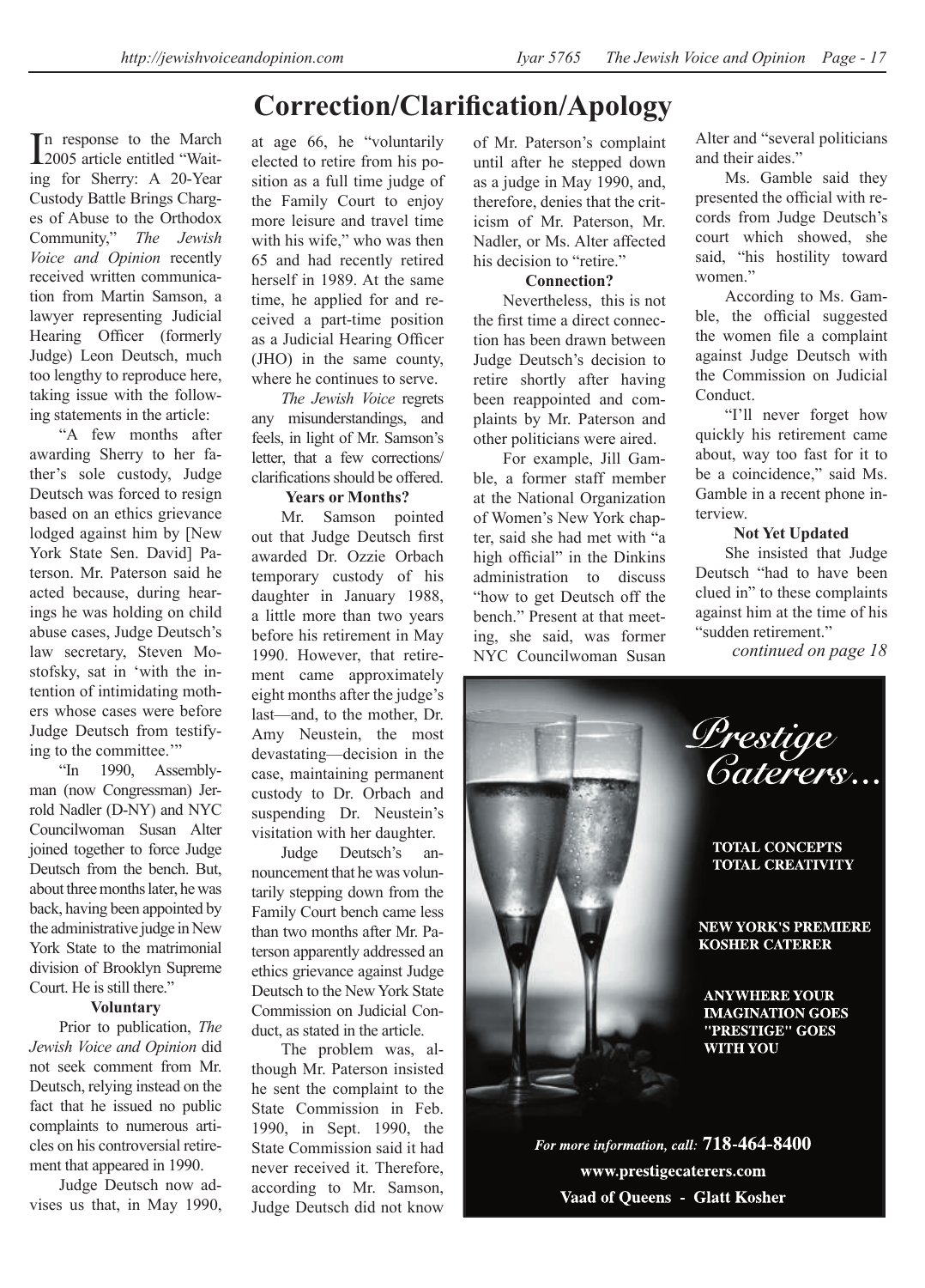# Correction/Clarification/Apology

In response to the March 2005 article entitled "Waiting for Sherry: A 20-Year Custody Battle Brings Charges of Abuse to the Orthodox Community," *The Jewish Voice and Opinion* recently received written communication from Martin Samson, a lawyer representing Judicial Hearing Officer (formerly Judge) Leon Deutsch, much too lengthy to reproduce here, taking issue with the following statements in the article:

"A few months after awarding Sherry to her father's sole custody, Judge Deutsch was forced to resign based on an ethics grievance lodged against him by [New York State Sen. David] Paterson. Mr. Paterson said he acted because, during hearings he was holding on child abuse cases, Judge Deutsch's law secretary, Steven Mostofsky, sat in 'with the intention of intimidating mothers whose cases were before Judge Deutsch from testifying to the committee.'"

"In 1990, Assemblyman (now Congressman) Jerrold Nadler (D-NY) and NYC Councilwoman Susan Alter joined together to force Judge Deutsch from the bench. But, about three months later, he was back, having been appointed by the administrative judge in New York State to the matrimonial division of Brooklyn Supreme Court. He is still there."

**Voluntary**

Prior to publication, *The Jewish Voice and Opinion* did not seek comment from Mr. Deutsch, relying instead on the fact that he issued no public complaints to numerous articles on his controversial retirement that appeared in 1990.

Judge Deutsch now advises us that, in May 1990, at age 66, he "voluntarily elected to retire from his position as a full time judge of the Family Court to enjoy more leisure and travel time with his wife," who was then 65 and had recently retired herself in 1989. At the same time, he applied for and received a part-time position as a Judicial Hearing Officer (JHO) in the same county, where he continues to serve.

*The Jewish Voice* regrets any misunderstandings, and feels, in light of Mr. Samson's letter, that a few corrections/clarifications should be offered.

**Years or Months?**

Mr. Samson pointed out that Judge Deutsch first awarded Dr. Ozzie Orbach temporary custody of his daughter in January 1988, a little more than two years before his retirement in May 1990. However, that retirement came approximately eight months after the judge's last—and, to the mother, Dr. Amy Neustein, the most devastating—decision in the case, maintaining permanent custody to Dr. Orbach and suspending Dr. Neustein's visitation with her daughter.

Judge Deutsch's announcement that he was voluntarily stepping down from the Family Court bench came less than two months after Mr. Paterson apparently addressed an ethics grievance against Judge Deutsch to the New York State Commission on Judicial Conduct, as stated in the article.

The problem was, although Mr. Paterson insisted he sent the complaint to the State Commission in Feb. 1990, in Sept. 1990, the State Commission said it had never received it. Therefore, according to Mr. Samson, Judge Deutsch did not know of Mr. Paterson's complaint until after he stepped down as a judge in May 1990, and, therefore, denies that the criticism of Mr. Paterson, Mr. Nadler, or Ms. Alter affected his decision to "retire."

**Connection?**

Nevertheless, this is not the first time a direct connection has been drawn between Judge Deutsch's decision to retire shortly after having been reappointed and complaints by Mr. Paterson and other politicians were aired.

For example, Jill Gamble, a former staff member at the National Organization of Women's New York chapter, said she had met with "a high official" in the Dinkins administration to discuss "how to get Deutsch off the bench." Present at that meeting, she said, was former NYC Councilwoman Susan Alter and "several politicians and their aides."

Ms. Gamble said they presented the official with records from Judge Deutsch's court which showed, she said, "his hostility toward women."

According to Ms. Gamble, the official suggested the women file a complaint against Judge Deutsch with the Commission on Judicial Conduct.

"I'll never forget how quickly his retirement came about, way too fast for it to be a coincidence," said Ms. Gamble in a recent phone interview.

**Not Yet Updated**

She insisted that Judge Deutsch "had to have been clued in" to these complaints against him at the time of his "sudden retirement."

*continued on page 18*

*Prestige Caterers...*

TOTAL CONCEPTS
TOTAL CREATIVITY

NEW YORK'S PREMIERE KOSHER CATERER

ANYWHERE YOUR IMAGINATION GOES "PRESTIGE" GOES WITH YOU

*For more information, call:* **718-464-8400**

**www.prestigecaterers.com**

**Vaad of Queens - Glatt Kosher**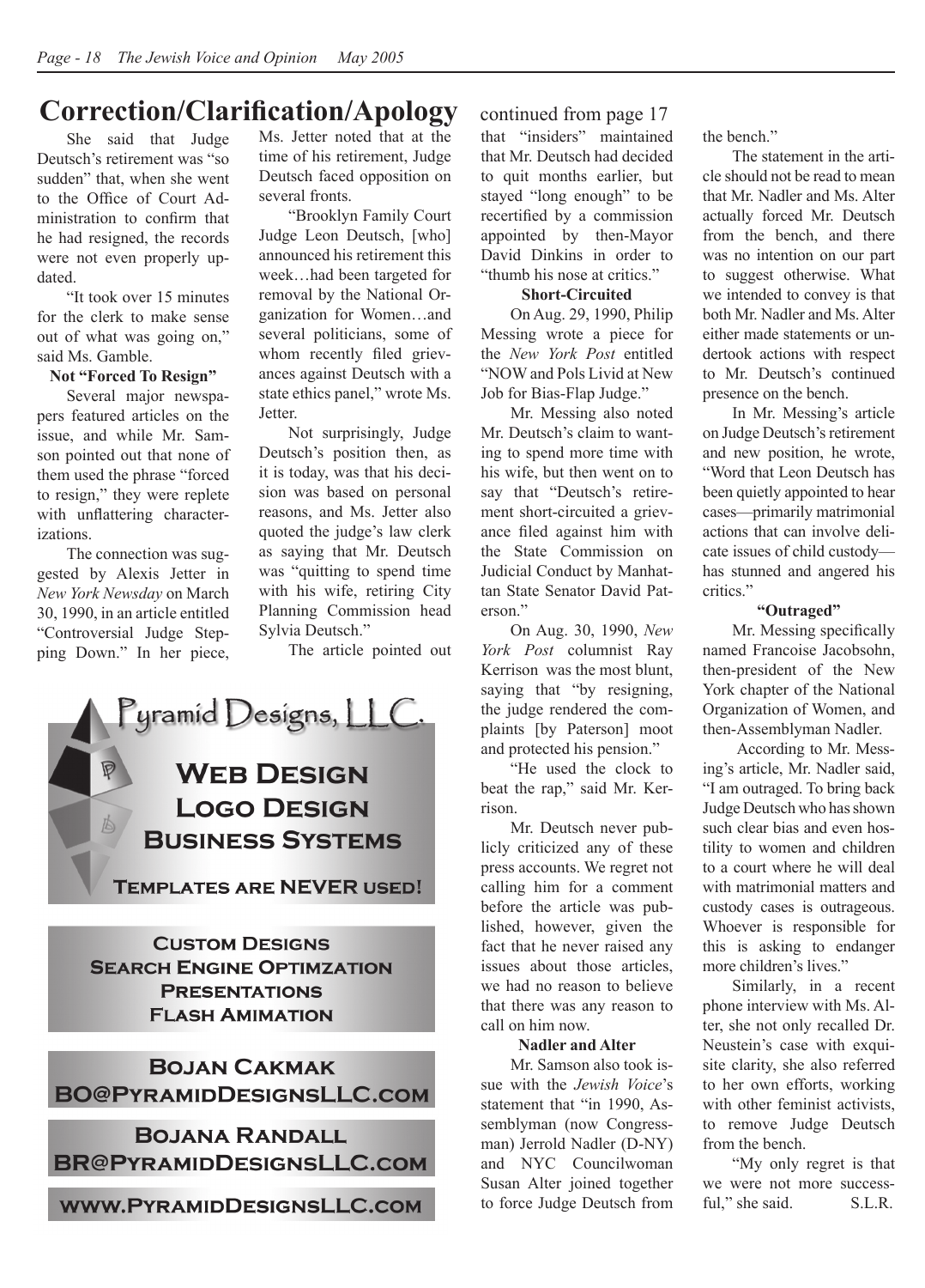## Correction/Clarification/Apology

She said that Judge Deutsch's retirement was "so sudden" that, when she went to the Office of Court Administration to confirm that he had resigned, the records were not even properly updated.

"It took over 15 minutes for the clerk to make sense out of what was going on," said Ms. Gamble.

**Not "Forced To Resign"**

Several major newspapers featured articles on the issue, and while Mr. Samson pointed out that none of them used the phrase "forced to resign," they were replete with unflattering characterizations.

The connection was suggested by Alexis Jetter in *New York Newsday* on March 30, 1990, in an article entitled "Controversial Judge Stepping Down." In her piece, Ms. Jetter noted that at the time of his retirement, Judge Deutsch faced opposition on several fronts.

"Brooklyn Family Court Judge Leon Deutsch, [who] announced his retirement this week…had been targeted for removal by the National Organization for Women…and several politicians, some of whom recently filed grievances against Deutsch with a state ethics panel," wrote Ms. Jetter.

Not surprisingly, Judge Deutsch's position then, as it is today, was that his decision was based on personal reasons, and Ms. Jetter also quoted the judge's law clerk as saying that Mr. Deutsch was "quitting to spend time with his wife, retiring City Planning Commission head Sylvia Deutsch."

The article pointed out

continued from page 17

that "insiders" maintained that Mr. Deutsch had decided to quit months earlier, but stayed "long enough" to be recertified by a commission appointed by then-Mayor David Dinkins in order to "thumb his nose at critics."

**Short-Circuited**

On Aug. 29, 1990, Philip Messing wrote a piece for the *New York Post* entitled "NOW and Pols Livid at New Job for Bias-Flap Judge."

Mr. Messing also noted Mr. Deutsch's claim to wanting to spend more time with his wife, but then went on to say that "Deutsch's retirement short-circuited a grievance filed against him with the State Commission on Judicial Conduct by Manhattan State Senator David Paterson."

On Aug. 30, 1990, *New York Post* columnist Ray Kerrison was the most blunt, saying that "by resigning, the judge rendered the complaints [by Paterson] moot and protected his pension."

"He used the clock to beat the rap," said Mr. Kerrison.

Mr. Deutsch never publicly criticized any of these press accounts. We regret not calling him for a comment before the article was published, however, given the fact that he never raised any issues about those articles, we had no reason to believe that there was any reason to call on him now.

**Nadler and Alter**

Mr. Samson also took issue with the *Jewish Voice*'s statement that "in 1990, Assemblyman (now Congressman) Jerrold Nadler (D-NY) and NYC Councilwoman Susan Alter joined together to force Judge Deutsch from the bench."

The statement in the article should not be read to mean that Mr. Nadler and Ms. Alter actually forced Mr. Deutsch from the bench, and there was no intention on our part to suggest otherwise. What we intended to convey is that both Mr. Nadler and Ms. Alter either made statements or undertook actions with respect to Mr. Deutsch's continued presence on the bench.

In Mr. Messing's article on Judge Deutsch's retirement and new position, he wrote, "Word that Leon Deutsch has been quietly appointed to hear cases—primarily matrimonial actions that can involve delicate issues of child custody—has stunned and angered his critics."

**"Outraged"**

Mr. Messing specifically named Francoise Jacobsohn, then-president of the New York chapter of the National Organization of Women, and then-Assemblyman Nadler.

According to Mr. Messing's article, Mr. Nadler said, "I am outraged. To bring back Judge Deutsch who has shown such clear bias and even hostility to women and children to a court where he will deal with matrimonial matters and custody cases is outrageous. Whoever is responsible for this is asking to endanger more children's lives."

Similarly, in a recent phone interview with Ms. Alter, she not only recalled Dr. Neustein's case with exquisite clarity, she also referred to her own efforts, working with other feminist activists, to remove Judge Deutsch from the bench.

"My only regret is that we were not more successful," she said. S.L.R.

---

**Pyramid Designs, LLC.**

**Web Design**
**Logo Design**
**Business Systems**

**Templates are NEVER used!**

**Custom Designs**
**Search Engine Optimzation**
**Presentations**
**Flash Amimation**

**Bojan Cakmak**
**BO@PyramidDesignsLLC.com**

**Bojana Randall**
**BR@PyramidDesignsLLC.com**

**www.PyramidDesignsLLC.com**